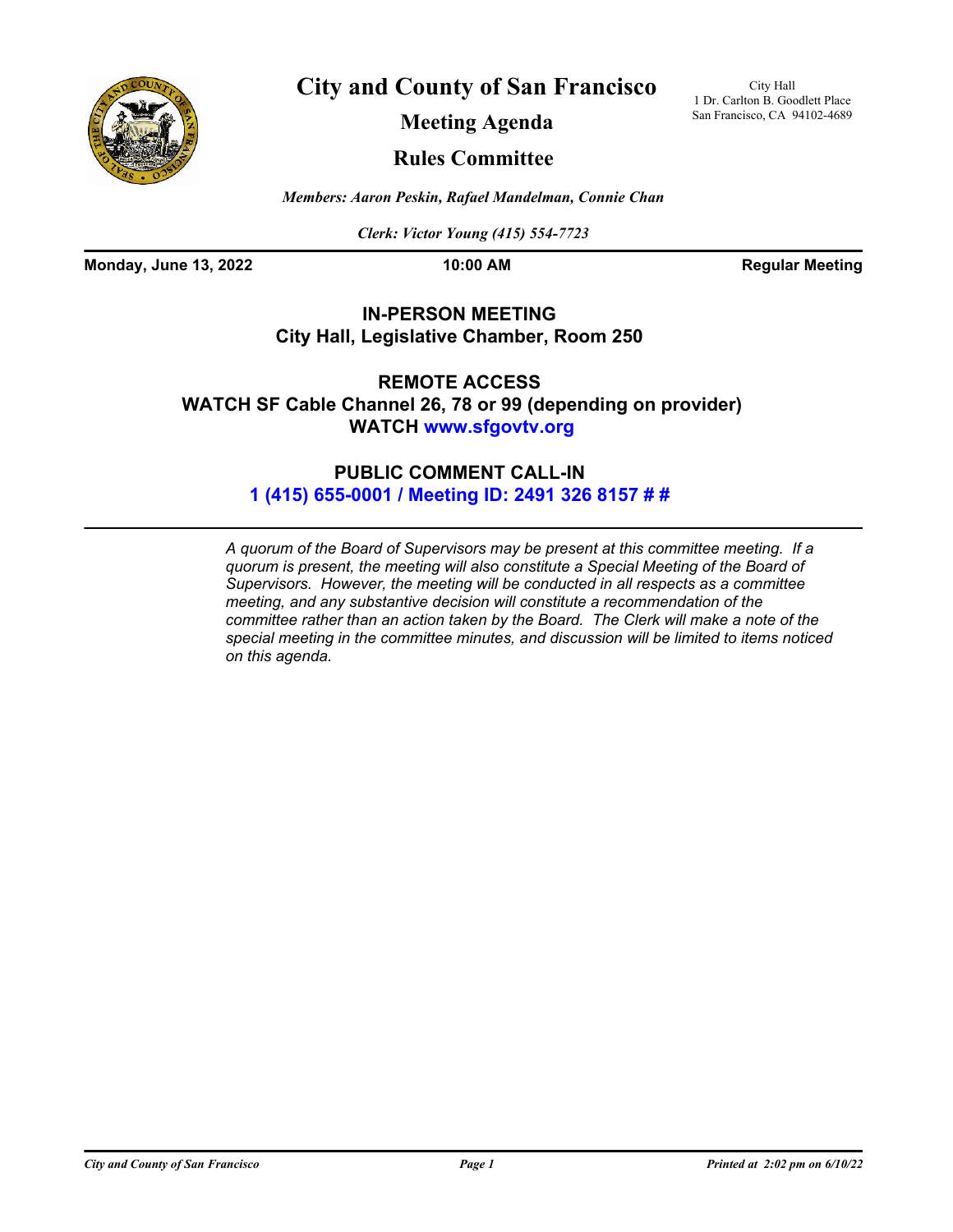# City and County of San Francisco

## Meeting Agenda

## Rules Committee

City Hall
1 Dr. Carlton B. Goodlett Place
San Francisco, CA 94102-4689

*Members: Aaron Peskin, Rafael Mandelman, Connie Chan*

*Clerk: Victor Young (415) 554-7723*

**Monday, June 13, 2022** | **10:00 AM** | **Regular Meeting**

**IN-PERSON MEETING**
**City Hall, Legislative Chamber, Room 250**

**REMOTE ACCESS**
**WATCH SF Cable Channel 26, 78 or 99 (depending on provider)**
**WATCH www.sfgovtv.org**

**PUBLIC COMMENT CALL-IN**
**1 (415) 655-0001 / Meeting ID: 2491 326 8157 # #**

*A quorum of the Board of Supervisors may be present at this committee meeting. If a quorum is present, the meeting will also constitute a Special Meeting of the Board of Supervisors. However, the meeting will be conducted in all respects as a committee meeting, and any substantive decision will constitute a recommendation of the committee rather than an action taken by the Board. The Clerk will make a note of the special meeting in the committee minutes, and discussion will be limited to items noticed on this agenda.*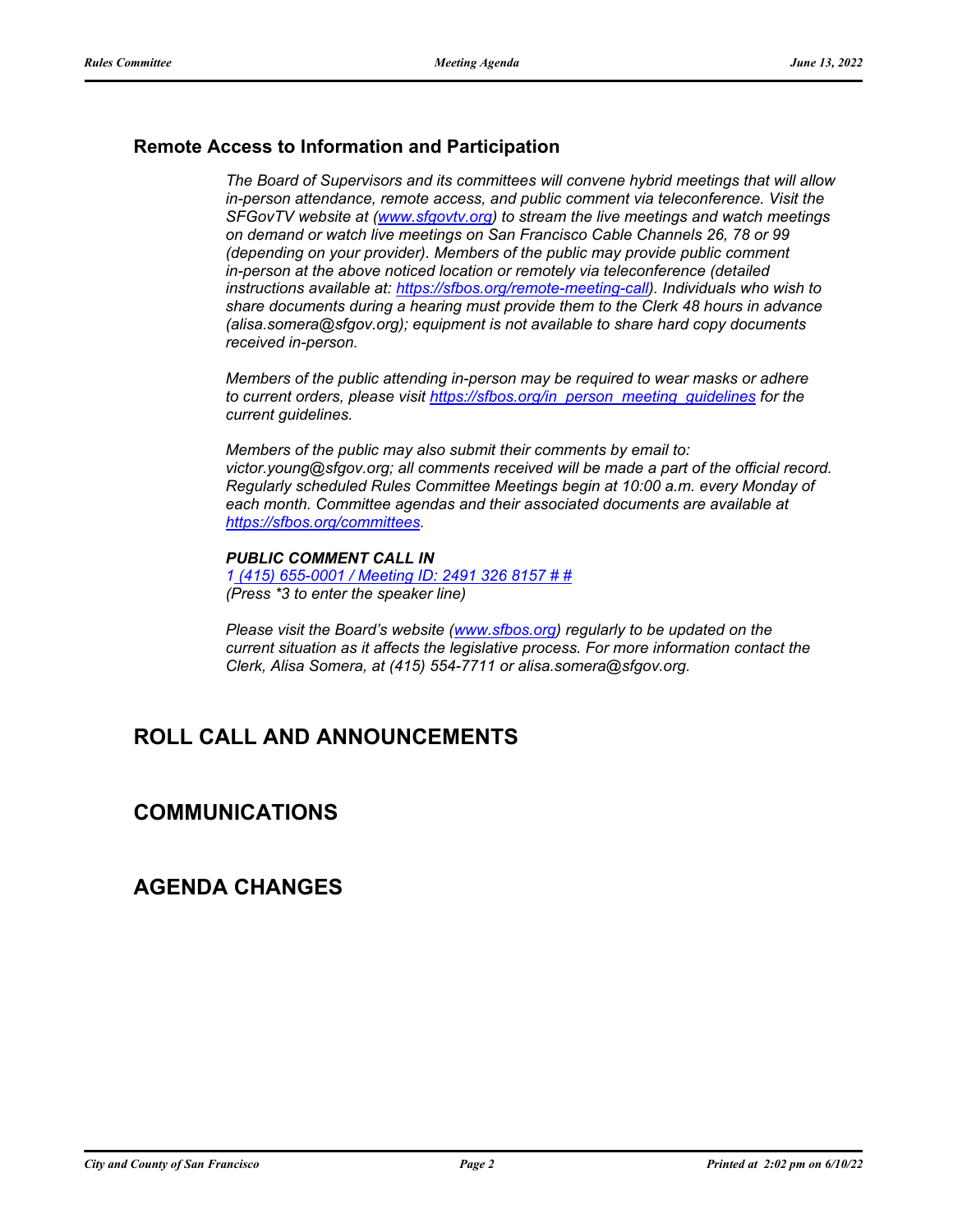## Remote Access to Information and Participation

*The Board of Supervisors and its committees will convene hybrid meetings that will allow in-person attendance, remote access, and public comment via teleconference. Visit the SFGovTV website at (www.sfgovtv.org) to stream the live meetings and watch meetings on demand or watch live meetings on San Francisco Cable Channels 26, 78 or 99 (depending on your provider). Members of the public may provide public comment in-person at the above noticed location or remotely via teleconference (detailed instructions available at: https://sfbos.org/remote-meeting-call). Individuals who wish to share documents during a hearing must provide them to the Clerk 48 hours in advance (alisa.somera@sfgov.org); equipment is not available to share hard copy documents received in-person.*

*Members of the public attending in-person may be required to wear masks or adhere to current orders, please visit https://sfbos.org/in_person_meeting_guidelines for the current guidelines.*

*Members of the public may also submit their comments by email to: victor.young@sfgov.org; all comments received will be made a part of the official record. Regularly scheduled Rules Committee Meetings begin at 10:00 a.m. every Monday of each month. Committee agendas and their associated documents are available at https://sfbos.org/committees.*

***PUBLIC COMMENT CALL IN***
*1 (415) 655-0001 / Meeting ID: 2491 326 8157 # #*
*(Press *3 to enter the speaker line)*

*Please visit the Board's website (www.sfbos.org) regularly to be updated on the current situation as it affects the legislative process. For more information contact the Clerk, Alisa Somera, at (415) 554-7711 or alisa.somera@sfgov.org.*

# ROLL CALL AND ANNOUNCEMENTS

# COMMUNICATIONS

# AGENDA CHANGES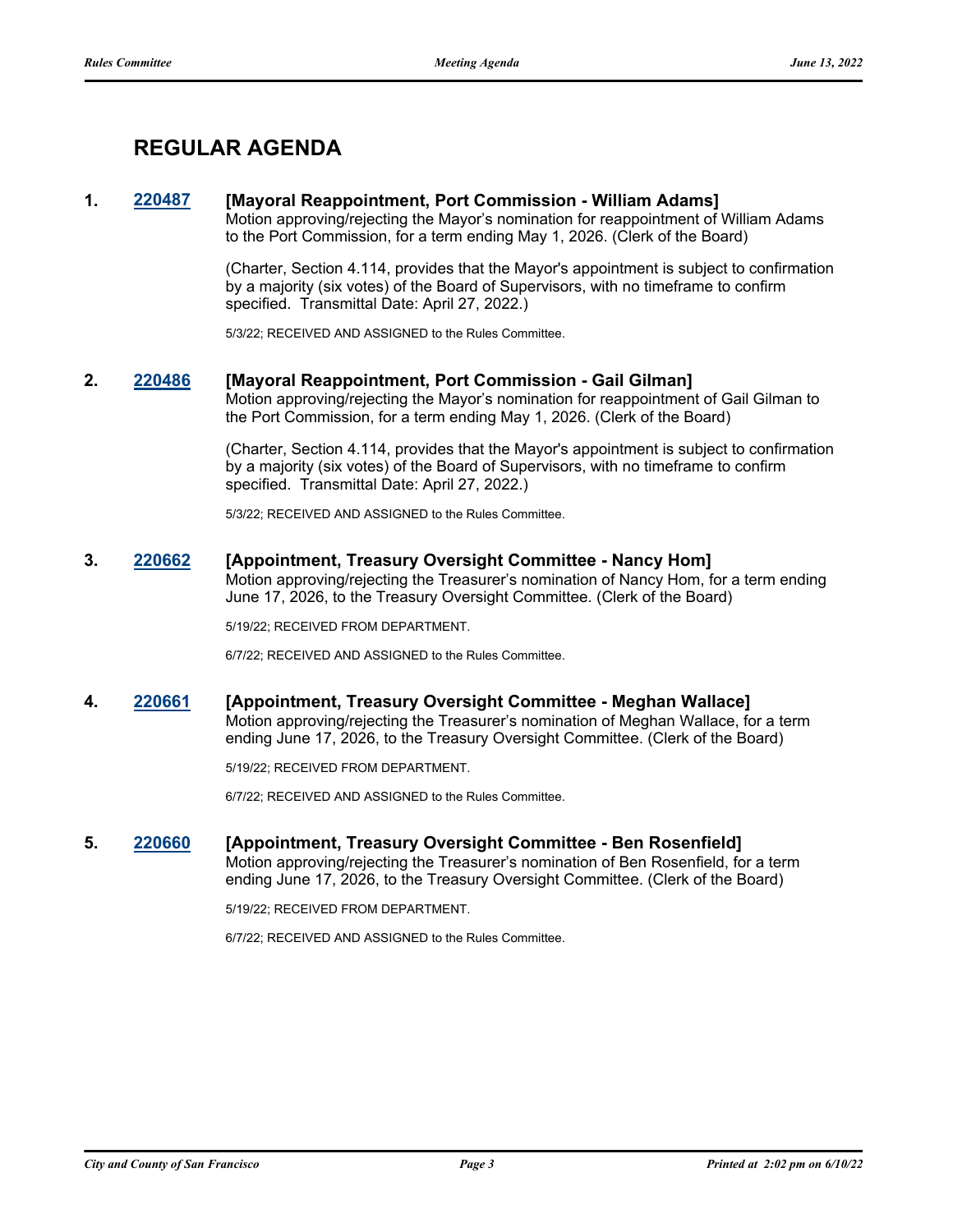## REGULAR AGENDA

**1.** **220487** **[Mayoral Reappointment, Port Commission - William Adams]**

Motion approving/rejecting the Mayor's nomination for reappointment of William Adams to the Port Commission, for a term ending May 1, 2026. (Clerk of the Board)

(Charter, Section 4.114, provides that the Mayor's appointment is subject to confirmation by a majority (six votes) of the Board of Supervisors, with no timeframe to confirm specified. Transmittal Date: April 27, 2022.)

5/3/22; RECEIVED AND ASSIGNED to the Rules Committee.

**2.** **220486** **[Mayoral Reappointment, Port Commission - Gail Gilman]**

Motion approving/rejecting the Mayor's nomination for reappointment of Gail Gilman to the Port Commission, for a term ending May 1, 2026. (Clerk of the Board)

(Charter, Section 4.114, provides that the Mayor's appointment is subject to confirmation by a majority (six votes) of the Board of Supervisors, with no timeframe to confirm specified. Transmittal Date: April 27, 2022.)

5/3/22; RECEIVED AND ASSIGNED to the Rules Committee.

**3.** **220662** **[Appointment, Treasury Oversight Committee - Nancy Hom]**

Motion approving/rejecting the Treasurer's nomination of Nancy Hom, for a term ending June 17, 2026, to the Treasury Oversight Committee. (Clerk of the Board)

5/19/22; RECEIVED FROM DEPARTMENT.

6/7/22; RECEIVED AND ASSIGNED to the Rules Committee.

**4.** **220661** **[Appointment, Treasury Oversight Committee - Meghan Wallace]**

Motion approving/rejecting the Treasurer's nomination of Meghan Wallace, for a term ending June 17, 2026, to the Treasury Oversight Committee. (Clerk of the Board)

5/19/22; RECEIVED FROM DEPARTMENT.

6/7/22; RECEIVED AND ASSIGNED to the Rules Committee.

**5.** **220660** **[Appointment, Treasury Oversight Committee - Ben Rosenfield]**

Motion approving/rejecting the Treasurer's nomination of Ben Rosenfield, for a term ending June 17, 2026, to the Treasury Oversight Committee. (Clerk of the Board)

5/19/22; RECEIVED FROM DEPARTMENT.

6/7/22; RECEIVED AND ASSIGNED to the Rules Committee.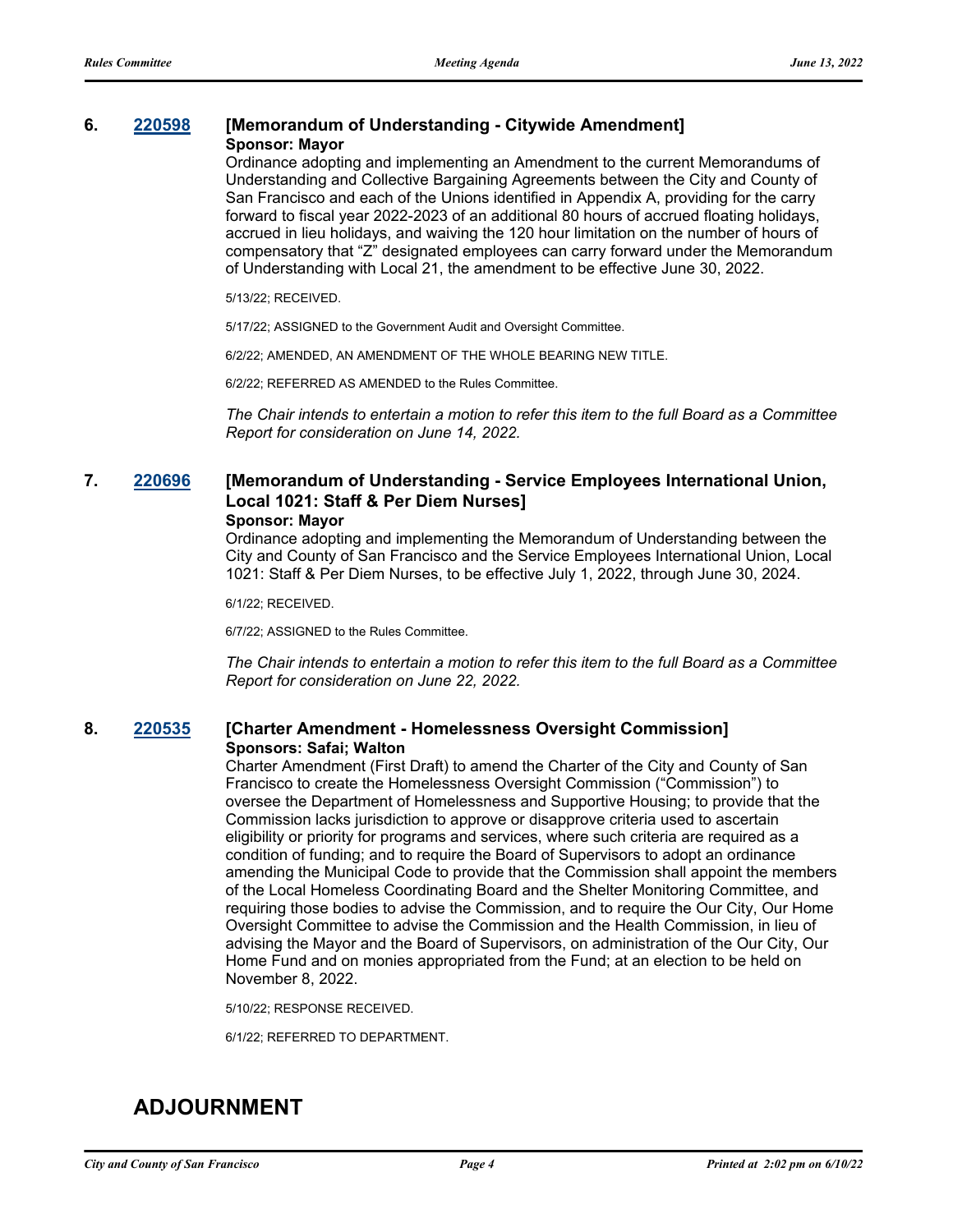### 6. [220598](220598) [Memorandum of Understanding - Citywide Amendment]

**Sponsor: Mayor**

Ordinance adopting and implementing an Amendment to the current Memorandums of Understanding and Collective Bargaining Agreements between the City and County of San Francisco and each of the Unions identified in Appendix A, providing for the carry forward to fiscal year 2022-2023 of an additional 80 hours of accrued floating holidays, accrued in lieu holidays, and waiving the 120 hour limitation on the number of hours of compensatory that "Z" designated employees can carry forward under the Memorandum of Understanding with Local 21, the amendment to be effective June 30, 2022.

5/13/22; RECEIVED.

5/17/22; ASSIGNED to the Government Audit and Oversight Committee.

6/2/22; AMENDED, AN AMENDMENT OF THE WHOLE BEARING NEW TITLE.

6/2/22; REFERRED AS AMENDED to the Rules Committee.

*The Chair intends to entertain a motion to refer this item to the full Board as a Committee Report for consideration on June 14, 2022.*

### 7. [220696](220696) [Memorandum of Understanding - Service Employees International Union, Local 1021: Staff & Per Diem Nurses]

**Sponsor: Mayor**

Ordinance adopting and implementing the Memorandum of Understanding between the City and County of San Francisco and the Service Employees International Union, Local 1021: Staff & Per Diem Nurses, to be effective July 1, 2022, through June 30, 2024.

6/1/22; RECEIVED.

6/7/22; ASSIGNED to the Rules Committee.

*The Chair intends to entertain a motion to refer this item to the full Board as a Committee Report for consideration on June 22, 2022.*

### 8. [220535](220535) [Charter Amendment - Homelessness Oversight Commission]

**Sponsors: Safai; Walton**

Charter Amendment (First Draft) to amend the Charter of the City and County of San Francisco to create the Homelessness Oversight Commission ("Commission") to oversee the Department of Homelessness and Supportive Housing; to provide that the Commission lacks jurisdiction to approve or disapprove criteria used to ascertain eligibility or priority for programs and services, where such criteria are required as a condition of funding; and to require the Board of Supervisors to adopt an ordinance amending the Municipal Code to provide that the Commission shall appoint the members of the Local Homeless Coordinating Board and the Shelter Monitoring Committee, and requiring those bodies to advise the Commission, and to require the Our City, Our Home Oversight Committee to advise the Commission and the Health Commission, in lieu of advising the Mayor and the Board of Supervisors, on administration of the Our City, Our Home Fund and on monies appropriated from the Fund; at an election to be held on November 8, 2022.

5/10/22; RESPONSE RECEIVED.

6/1/22; REFERRED TO DEPARTMENT.

## ADJOURNMENT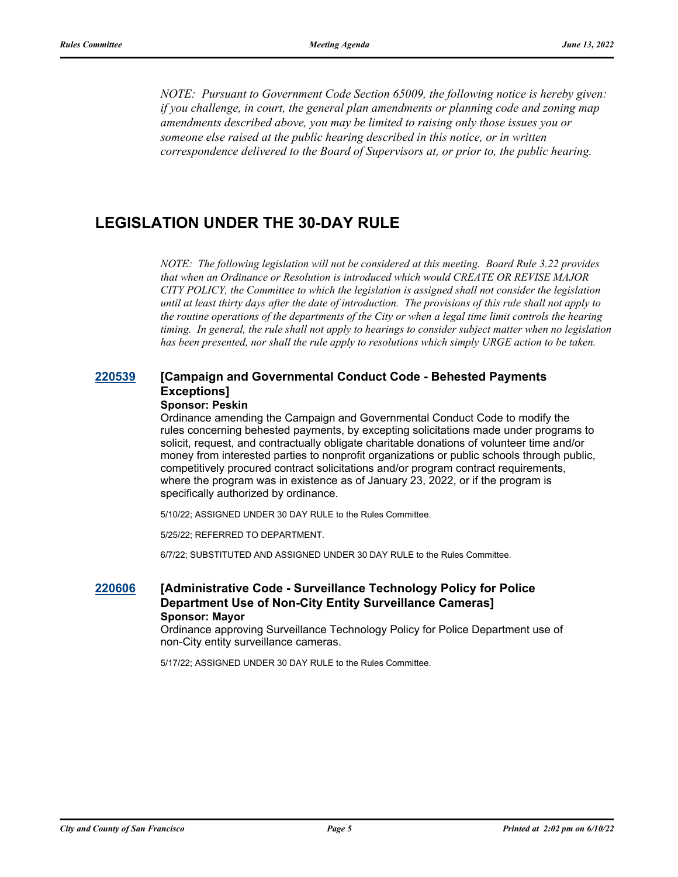*NOTE: Pursuant to Government Code Section 65009, the following notice is hereby given: if you challenge, in court, the general plan amendments or planning code and zoning map amendments described above, you may be limited to raising only those issues you or someone else raised at the public hearing described in this notice, or in written correspondence delivered to the Board of Supervisors at, or prior to, the public hearing.*

## LEGISLATION UNDER THE 30-DAY RULE

*NOTE: The following legislation will not be considered at this meeting. Board Rule 3.22 provides that when an Ordinance or Resolution is introduced which would CREATE OR REVISE MAJOR CITY POLICY, the Committee to which the legislation is assigned shall not consider the legislation until at least thirty days after the date of introduction. The provisions of this rule shall not apply to the routine operations of the departments of the City or when a legal time limit controls the hearing timing. In general, the rule shall not apply to hearings to consider subject matter when no legislation has been presented, nor shall the rule apply to resolutions which simply URGE action to be taken.*

### 220539 [Campaign and Governmental Conduct Code - Behested Payments Exceptions]

**Sponsor: Peskin**

Ordinance amending the Campaign and Governmental Conduct Code to modify the rules concerning behested payments, by excepting solicitations made under programs to solicit, request, and contractually obligate charitable donations of volunteer time and/or money from interested parties to nonprofit organizations or public schools through public, competitively procured contract solicitations and/or program contract requirements, where the program was in existence as of January 23, 2022, or if the program is specifically authorized by ordinance.

5/10/22; ASSIGNED UNDER 30 DAY RULE to the Rules Committee.

5/25/22; REFERRED TO DEPARTMENT.

6/7/22; SUBSTITUTED AND ASSIGNED UNDER 30 DAY RULE to the Rules Committee.

### 220606 [Administrative Code - Surveillance Technology Policy for Police Department Use of Non-City Entity Surveillance Cameras]

**Sponsor: Mayor**

Ordinance approving Surveillance Technology Policy for Police Department use of non-City entity surveillance cameras.

5/17/22; ASSIGNED UNDER 30 DAY RULE to the Rules Committee.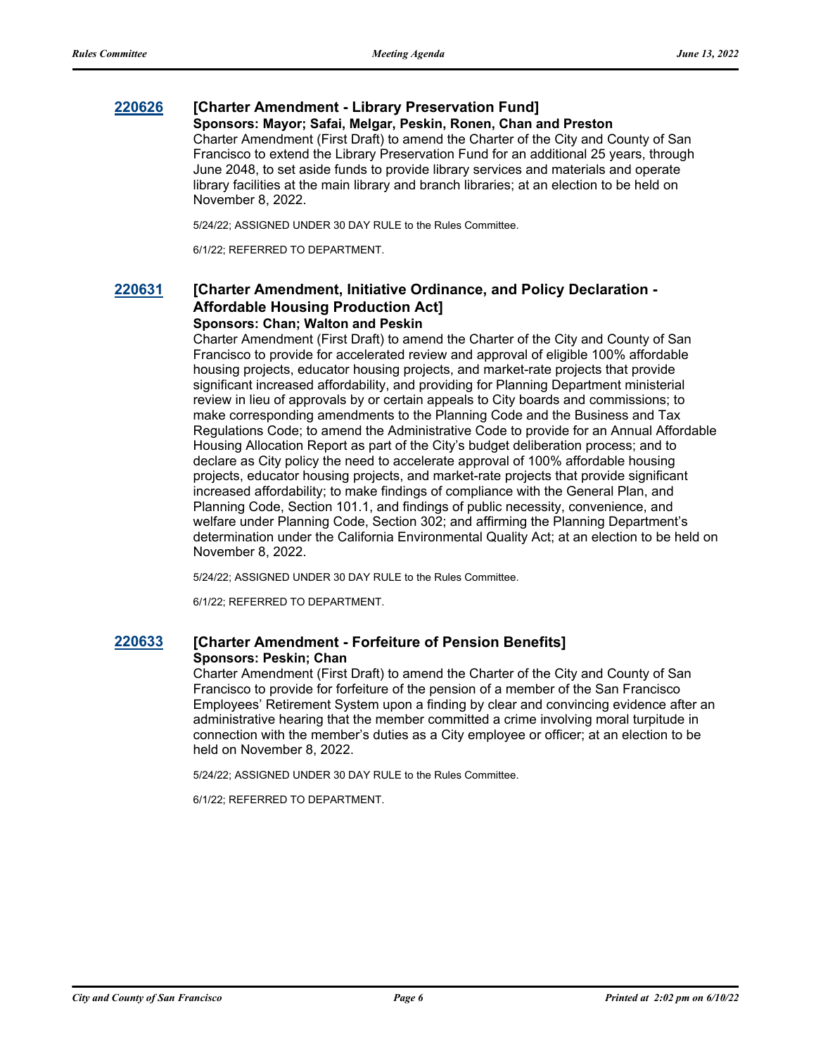### 220626 [Charter Amendment - Library Preservation Fund]

**Sponsors: Mayor; Safai, Melgar, Peskin, Ronen, Chan and Preston**

Charter Amendment (First Draft) to amend the Charter of the City and County of San Francisco to extend the Library Preservation Fund for an additional 25 years, through June 2048, to set aside funds to provide library services and materials and operate library facilities at the main library and branch libraries; at an election to be held on November 8, 2022.

5/24/22; ASSIGNED UNDER 30 DAY RULE to the Rules Committee.

6/1/22; REFERRED TO DEPARTMENT.

### 220631 [Charter Amendment, Initiative Ordinance, and Policy Declaration - Affordable Housing Production Act]

**Sponsors: Chan; Walton and Peskin**

Charter Amendment (First Draft) to amend the Charter of the City and County of San Francisco to provide for accelerated review and approval of eligible 100% affordable housing projects, educator housing projects, and market-rate projects that provide significant increased affordability, and providing for Planning Department ministerial review in lieu of approvals by or certain appeals to City boards and commissions; to make corresponding amendments to the Planning Code and the Business and Tax Regulations Code; to amend the Administrative Code to provide for an Annual Affordable Housing Allocation Report as part of the City's budget deliberation process; and to declare as City policy the need to accelerate approval of 100% affordable housing projects, educator housing projects, and market-rate projects that provide significant increased affordability; to make findings of compliance with the General Plan, and Planning Code, Section 101.1, and findings of public necessity, convenience, and welfare under Planning Code, Section 302; and affirming the Planning Department's determination under the California Environmental Quality Act; at an election to be held on November 8, 2022.

5/24/22; ASSIGNED UNDER 30 DAY RULE to the Rules Committee.

6/1/22; REFERRED TO DEPARTMENT.

### 220633 [Charter Amendment - Forfeiture of Pension Benefits]

**Sponsors: Peskin; Chan**

Charter Amendment (First Draft) to amend the Charter of the City and County of San Francisco to provide for forfeiture of the pension of a member of the San Francisco Employees' Retirement System upon a finding by clear and convincing evidence after an administrative hearing that the member committed a crime involving moral turpitude in connection with the member's duties as a City employee or officer; at an election to be held on November 8, 2022.

5/24/22; ASSIGNED UNDER 30 DAY RULE to the Rules Committee.

6/1/22; REFERRED TO DEPARTMENT.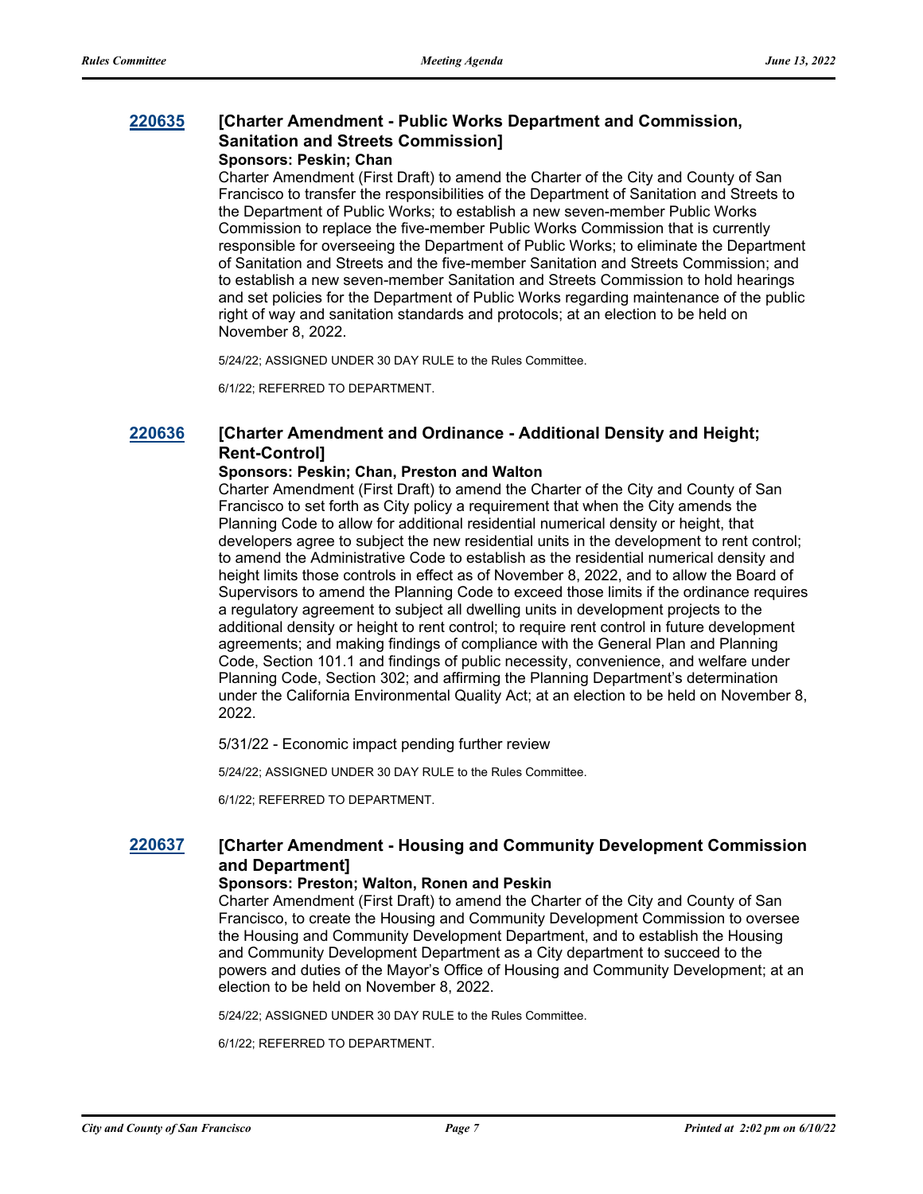## 220635 [Charter Amendment - Public Works Department and Commission, Sanitation and Streets Commission]

**Sponsors: Peskin; Chan**

Charter Amendment (First Draft) to amend the Charter of the City and County of San Francisco to transfer the responsibilities of the Department of Sanitation and Streets to the Department of Public Works; to establish a new seven-member Public Works Commission to replace the five-member Public Works Commission that is currently responsible for overseeing the Department of Public Works; to eliminate the Department of Sanitation and Streets and the five-member Sanitation and Streets Commission; and to establish a new seven-member Sanitation and Streets Commission to hold hearings and set policies for the Department of Public Works regarding maintenance of the public right of way and sanitation standards and protocols; at an election to be held on November 8, 2022.

5/24/22; ASSIGNED UNDER 30 DAY RULE to the Rules Committee.

6/1/22; REFERRED TO DEPARTMENT.

## 220636 [Charter Amendment and Ordinance - Additional Density and Height; Rent-Control]

**Sponsors: Peskin; Chan, Preston and Walton**

Charter Amendment (First Draft) to amend the Charter of the City and County of San Francisco to set forth as City policy a requirement that when the City amends the Planning Code to allow for additional residential numerical density or height, that developers agree to subject the new residential units in the development to rent control; to amend the Administrative Code to establish as the residential numerical density and height limits those controls in effect as of November 8, 2022, and to allow the Board of Supervisors to amend the Planning Code to exceed those limits if the ordinance requires a regulatory agreement to subject all dwelling units in development projects to the additional density or height to rent control; to require rent control in future development agreements; and making findings of compliance with the General Plan and Planning Code, Section 101.1 and findings of public necessity, convenience, and welfare under Planning Code, Section 302; and affirming the Planning Department's determination under the California Environmental Quality Act; at an election to be held on November 8, 2022.

5/31/22 - Economic impact pending further review

5/24/22; ASSIGNED UNDER 30 DAY RULE to the Rules Committee.

6/1/22; REFERRED TO DEPARTMENT.

## 220637 [Charter Amendment - Housing and Community Development Commission and Department]

**Sponsors: Preston; Walton, Ronen and Peskin**

Charter Amendment (First Draft) to amend the Charter of the City and County of San Francisco, to create the Housing and Community Development Commission to oversee the Housing and Community Development Department, and to establish the Housing and Community Development Department as a City department to succeed to the powers and duties of the Mayor's Office of Housing and Community Development; at an election to be held on November 8, 2022.

5/24/22; ASSIGNED UNDER 30 DAY RULE to the Rules Committee.

6/1/22; REFERRED TO DEPARTMENT.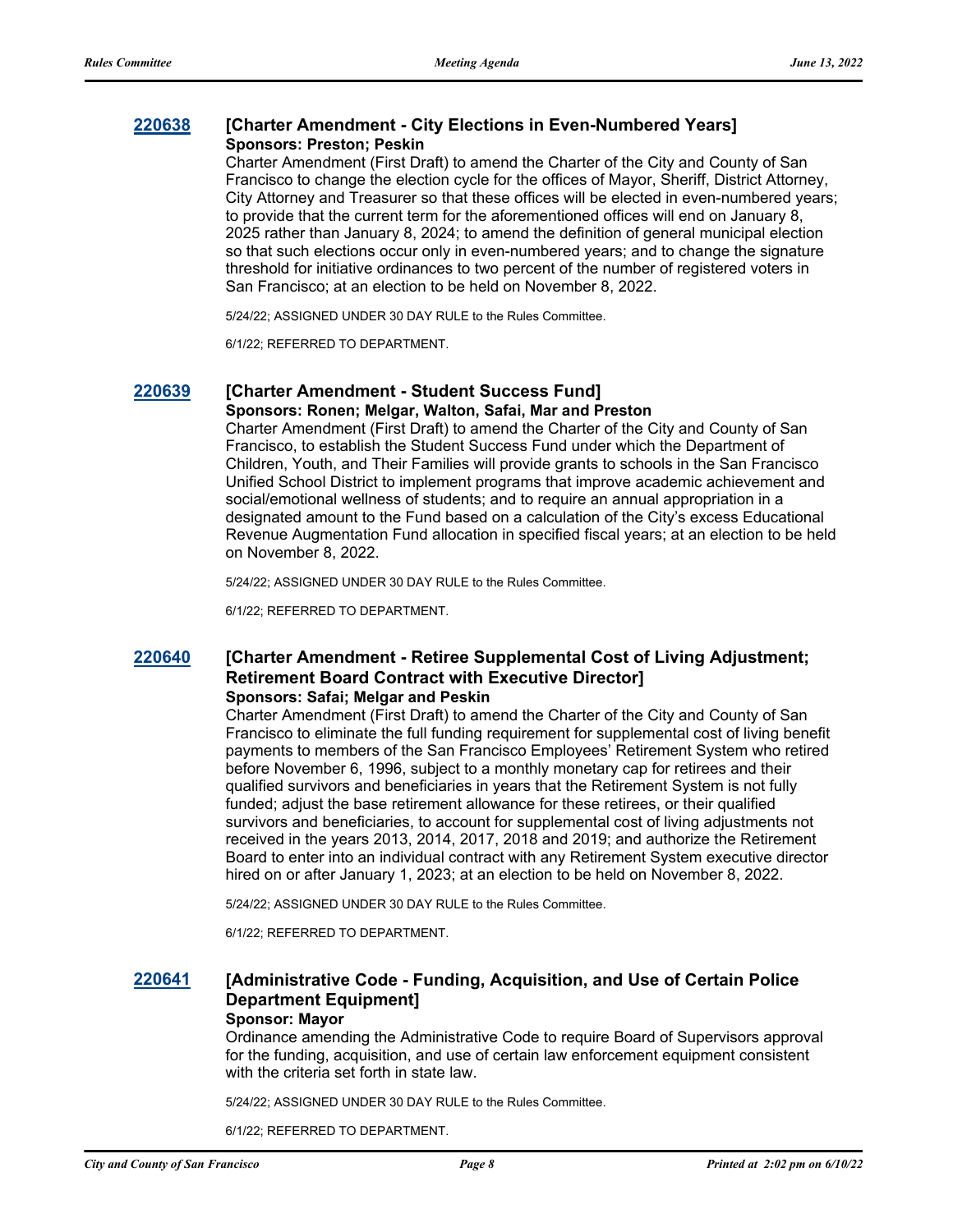### [220638](#) [Charter Amendment - City Elections in Even-Numbered Years]

**Sponsors: Preston; Peskin**

Charter Amendment (First Draft) to amend the Charter of the City and County of San Francisco to change the election cycle for the offices of Mayor, Sheriff, District Attorney, City Attorney and Treasurer so that these offices will be elected in even-numbered years; to provide that the current term for the aforementioned offices will end on January 8, 2025 rather than January 8, 2024; to amend the definition of general municipal election so that such elections occur only in even-numbered years; and to change the signature threshold for initiative ordinances to two percent of the number of registered voters in San Francisco; at an election to be held on November 8, 2022.

5/24/22; ASSIGNED UNDER 30 DAY RULE to the Rules Committee.

6/1/22; REFERRED TO DEPARTMENT.

### [220639](#) [Charter Amendment - Student Success Fund]

**Sponsors: Ronen; Melgar, Walton, Safai, Mar and Preston**

Charter Amendment (First Draft) to amend the Charter of the City and County of San Francisco, to establish the Student Success Fund under which the Department of Children, Youth, and Their Families will provide grants to schools in the San Francisco Unified School District to implement programs that improve academic achievement and social/emotional wellness of students; and to require an annual appropriation in a designated amount to the Fund based on a calculation of the City's excess Educational Revenue Augmentation Fund allocation in specified fiscal years; at an election to be held on November 8, 2022.

5/24/22; ASSIGNED UNDER 30 DAY RULE to the Rules Committee.

6/1/22; REFERRED TO DEPARTMENT.

### [220640](#) [Charter Amendment - Retiree Supplemental Cost of Living Adjustment; Retirement Board Contract with Executive Director]

**Sponsors: Safai; Melgar and Peskin**

Charter Amendment (First Draft) to amend the Charter of the City and County of San Francisco to eliminate the full funding requirement for supplemental cost of living benefit payments to members of the San Francisco Employees' Retirement System who retired before November 6, 1996, subject to a monthly monetary cap for retirees and their qualified survivors and beneficiaries in years that the Retirement System is not fully funded; adjust the base retirement allowance for these retirees, or their qualified survivors and beneficiaries, to account for supplemental cost of living adjustments not received in the years 2013, 2014, 2017, 2018 and 2019; and authorize the Retirement Board to enter into an individual contract with any Retirement System executive director hired on or after January 1, 2023; at an election to be held on November 8, 2022.

5/24/22; ASSIGNED UNDER 30 DAY RULE to the Rules Committee.

6/1/22; REFERRED TO DEPARTMENT.

### [220641](#) [Administrative Code - Funding, Acquisition, and Use of Certain Police Department Equipment]

**Sponsor: Mayor**

Ordinance amending the Administrative Code to require Board of Supervisors approval for the funding, acquisition, and use of certain law enforcement equipment consistent with the criteria set forth in state law.

5/24/22; ASSIGNED UNDER 30 DAY RULE to the Rules Committee.

6/1/22; REFERRED TO DEPARTMENT.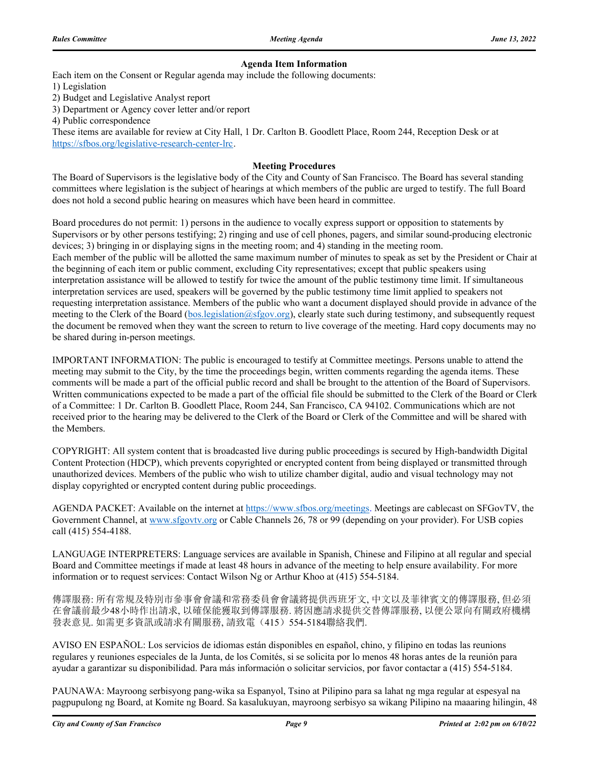### Agenda Item Information

Each item on the Consent or Regular agenda may include the following documents:

1) Legislation
2) Budget and Legislative Analyst report
3) Department or Agency cover letter and/or report
4) Public correspondence

These items are available for review at City Hall, 1 Dr. Carlton B. Goodlett Place, Room 244, Reception Desk or at https://sfbos.org/legislative-research-center-lrc.

### Meeting Procedures

The Board of Supervisors is the legislative body of the City and County of San Francisco. The Board has several standing committees where legislation is the subject of hearings at which members of the public are urged to testify. The full Board does not hold a second public hearing on measures which have been heard in committee.

Board procedures do not permit: 1) persons in the audience to vocally express support or opposition to statements by Supervisors or by other persons testifying; 2) ringing and use of cell phones, pagers, and similar sound-producing electronic devices; 3) bringing in or displaying signs in the meeting room; and 4) standing in the meeting room.
Each member of the public will be allotted the same maximum number of minutes to speak as set by the President or Chair at the beginning of each item or public comment, excluding City representatives; except that public speakers using interpretation assistance will be allowed to testify for twice the amount of the public testimony time limit. If simultaneous interpretation services are used, speakers will be governed by the public testimony time limit applied to speakers not requesting interpretation assistance. Members of the public who want a document displayed should provide in advance of the meeting to the Clerk of the Board (bos.legislation@sfgov.org), clearly state such during testimony, and subsequently request the document be removed when they want the screen to return to live coverage of the meeting. Hard copy documents may not be shared during in-person meetings.

IMPORTANT INFORMATION: The public is encouraged to testify at Committee meetings. Persons unable to attend the meeting may submit to the City, by the time the proceedings begin, written comments regarding the agenda items. These comments will be made a part of the official public record and shall be brought to the attention of the Board of Supervisors. Written communications expected to be made a part of the official file should be submitted to the Clerk of the Board or Clerk of a Committee: 1 Dr. Carlton B. Goodlett Place, Room 244, San Francisco, CA 94102. Communications which are not received prior to the hearing may be delivered to the Clerk of the Board or Clerk of the Committee and will be shared with the Members.

COPYRIGHT: All system content that is broadcasted live during public proceedings is secured by High-bandwidth Digital Content Protection (HDCP), which prevents copyrighted or encrypted content from being displayed or transmitted through unauthorized devices. Members of the public who wish to utilize chamber digital, audio and visual technology may not display copyrighted or encrypted content during public proceedings.

AGENDA PACKET: Available on the internet at https://www.sfbos.org/meetings. Meetings are cablecast on SFGovTV, the Government Channel, at www.sfgovtv.org or Cable Channels 26, 78 or 99 (depending on your provider). For USB copies call (415) 554-4188.

LANGUAGE INTERPRETERS: Language services are available in Spanish, Chinese and Filipino at all regular and special Board and Committee meetings if made at least 48 hours in advance of the meeting to help ensure availability. For more information or to request services: Contact Wilson Ng or Arthur Khoo at (415) 554-5184.

傳譯服務: 所有常規及特別市參事會會議和常務委員會會議將提供西班牙文, 中文以及菲律賓文的傳譯服務, 但必須在會議前最少48小時作出請求, 以確保能獲取到傳譯服務. 將因應請求提供交替傳譯服務, 以便公眾向有關政府機構發表意見. 如需更多資訊或請求有關服務, 請致電（415）554-5184聯絡我們.

AVISO EN ESPAÑOL: Los servicios de idiomas están disponibles en español, chino, y filipino en todas las reunions regulares y reuniones especiales de la Junta, de los Comités, si se solicita por lo menos 48 horas antes de la reunión para ayudar a garantizar su disponibilidad. Para más información o solicitar servicios, por favor contactar a (415) 554-5184.

PAUNAWA: Mayroong serbisyong pang-wika sa Espanyol, Tsino at Pilipino para sa lahat ng mga regular at espesyal na pagpupulong ng Board, at Komite ng Board. Sa kasalukuyan, mayroong serbisyo sa wikang Pilipino na maaaring hilingin, 48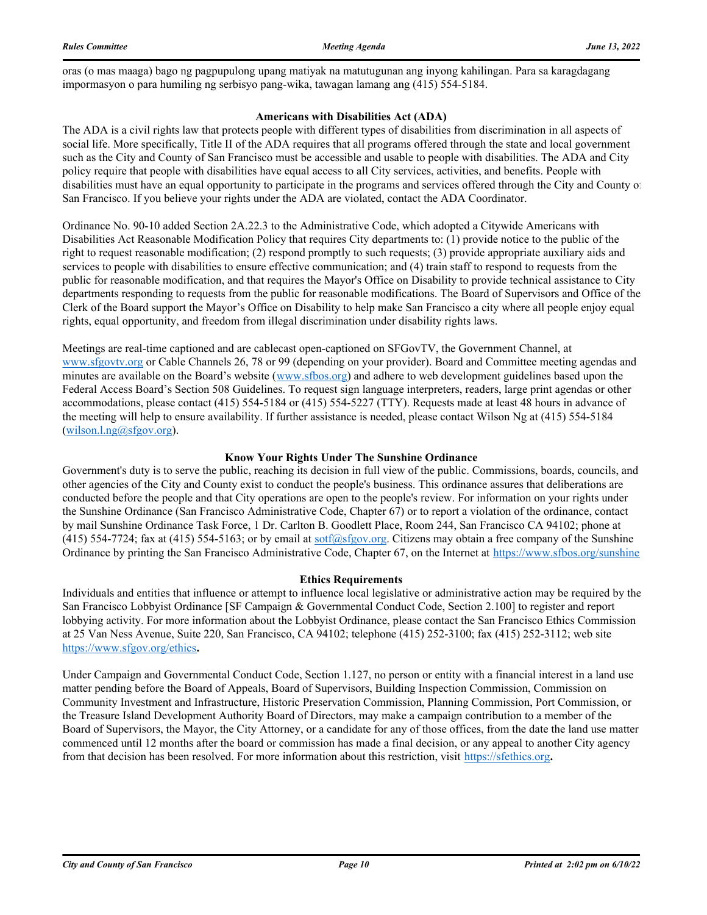oras (o mas maaga) bago ng pagpupulong upang matiyak na matutugunan ang inyong kahilingan. Para sa karagdagang impormasyon o para humiling ng serbisyo pang-wika, tawagan lamang ang (415) 554-5184.

**Americans with Disabilities Act (ADA)**

The ADA is a civil rights law that protects people with different types of disabilities from discrimination in all aspects of social life. More specifically, Title II of the ADA requires that all programs offered through the state and local government such as the City and County of San Francisco must be accessible and usable to people with disabilities. The ADA and City policy require that people with disabilities have equal access to all City services, activities, and benefits. People with disabilities must have an equal opportunity to participate in the programs and services offered through the City and County of San Francisco. If you believe your rights under the ADA are violated, contact the ADA Coordinator.

Ordinance No. 90-10 added Section 2A.22.3 to the Administrative Code, which adopted a Citywide Americans with Disabilities Act Reasonable Modification Policy that requires City departments to: (1) provide notice to the public of the right to request reasonable modification; (2) respond promptly to such requests; (3) provide appropriate auxiliary aids and services to people with disabilities to ensure effective communication; and (4) train staff to respond to requests from the public for reasonable modification, and that requires the Mayor's Office on Disability to provide technical assistance to City departments responding to requests from the public for reasonable modifications. The Board of Supervisors and Office of the Clerk of the Board support the Mayor's Office on Disability to help make San Francisco a city where all people enjoy equal rights, equal opportunity, and freedom from illegal discrimination under disability rights laws.

Meetings are real-time captioned and are cablecast open-captioned on SFGovTV, the Government Channel, at www.sfgovtv.org or Cable Channels 26, 78 or 99 (depending on your provider). Board and Committee meeting agendas and minutes are available on the Board's website (www.sfbos.org) and adhere to web development guidelines based upon the Federal Access Board's Section 508 Guidelines. To request sign language interpreters, readers, large print agendas or other accommodations, please contact (415) 554-5184 or (415) 554-5227 (TTY). Requests made at least 48 hours in advance of the meeting will help to ensure availability. If further assistance is needed, please contact Wilson Ng at (415) 554-5184 (wilson.l.ng@sfgov.org).

**Know Your Rights Under The Sunshine Ordinance**

Government's duty is to serve the public, reaching its decision in full view of the public. Commissions, boards, councils, and other agencies of the City and County exist to conduct the people's business. This ordinance assures that deliberations are conducted before the people and that City operations are open to the people's review. For information on your rights under the Sunshine Ordinance (San Francisco Administrative Code, Chapter 67) or to report a violation of the ordinance, contact by mail Sunshine Ordinance Task Force, 1 Dr. Carlton B. Goodlett Place, Room 244, San Francisco CA 94102; phone at (415) 554-7724; fax at (415) 554-5163; or by email at sotf@sfgov.org. Citizens may obtain a free company of the Sunshine Ordinance by printing the San Francisco Administrative Code, Chapter 67, on the Internet at https://www.sfbos.org/sunshine

**Ethics Requirements**

Individuals and entities that influence or attempt to influence local legislative or administrative action may be required by the San Francisco Lobbyist Ordinance [SF Campaign & Governmental Conduct Code, Section 2.100] to register and report lobbying activity. For more information about the Lobbyist Ordinance, please contact the San Francisco Ethics Commission at 25 Van Ness Avenue, Suite 220, San Francisco, CA 94102; telephone (415) 252-3100; fax (415) 252-3112; web site https://www.sfgov.org/ethics**.**

Under Campaign and Governmental Conduct Code, Section 1.127, no person or entity with a financial interest in a land use matter pending before the Board of Appeals, Board of Supervisors, Building Inspection Commission, Commission on Community Investment and Infrastructure, Historic Preservation Commission, Planning Commission, Port Commission, or the Treasure Island Development Authority Board of Directors, may make a campaign contribution to a member of the Board of Supervisors, the Mayor, the City Attorney, or a candidate for any of those offices, from the date the land use matter commenced until 12 months after the board or commission has made a final decision, or any appeal to another City agency from that decision has been resolved. For more information about this restriction, visit https://sfethics.org**.**